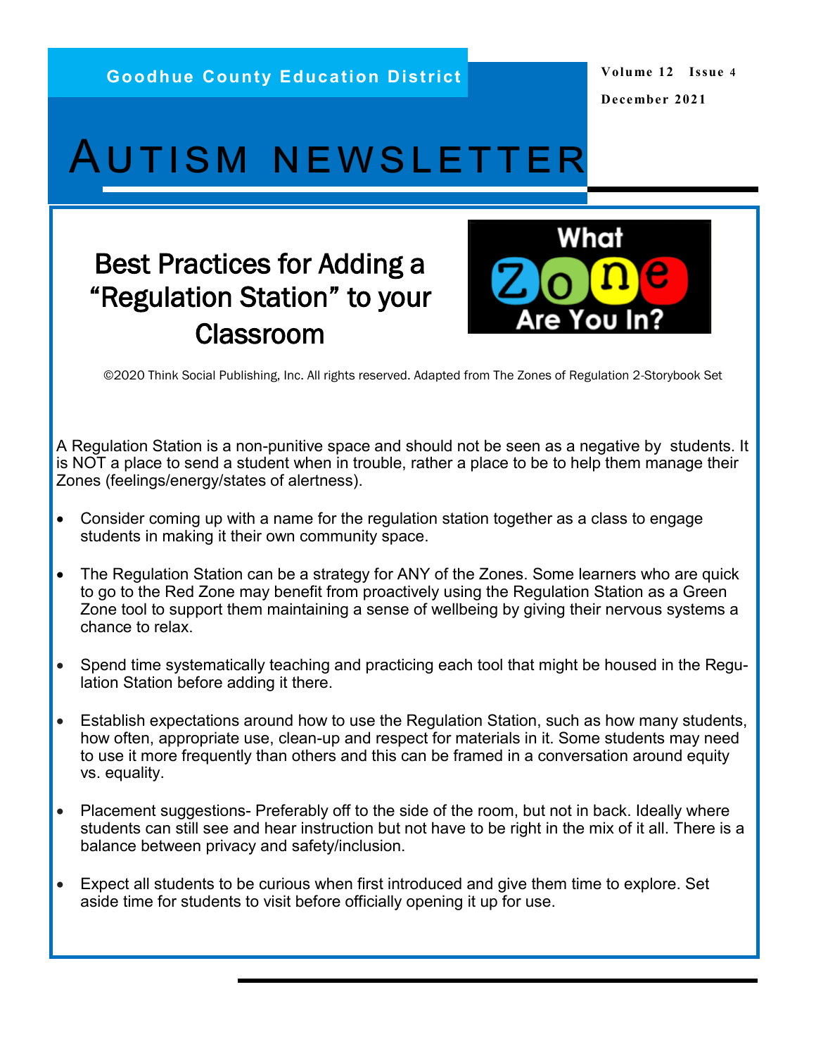Goodhue County Education District

Volume 12 Issue 4

December 2021

# Autism Newsletter

## Best Practices for Adding a "Regulation Station" to your Classroom

What Zone Are You In?

©2020 Think Social Publishing, Inc. All rights reserved. Adapted from The Zones of Regulation 2-Storybook Set

A Regulation Station is a non-punitive space and should not be seen as a negative by students. It is NOT a place to send a student when in trouble, rather a place to be to help them manage their Zones (feelings/energy/states of alertness).

- Consider coming up with a name for the regulation station together as a class to engage students in making it their own community space.
- The Regulation Station can be a strategy for ANY of the Zones. Some learners who are quick to go to the Red Zone may benefit from proactively using the Regulation Station as a Green Zone tool to support them maintaining a sense of wellbeing by giving their nervous systems a chance to relax.
- Spend time systematically teaching and practicing each tool that might be housed in the Regulation Station before adding it there.
- Establish expectations around how to use the Regulation Station, such as how many students, how often, appropriate use, clean-up and respect for materials in it. Some students may need to use it more frequently than others and this can be framed in a conversation around equity vs. equality.
- Placement suggestions- Preferably off to the side of the room, but not in back. Ideally where students can still see and hear instruction but not have to be right in the mix of it all. There is a balance between privacy and safety/inclusion.
- Expect all students to be curious when first introduced and give them time to explore. Set aside time for students to visit before officially opening it up for use.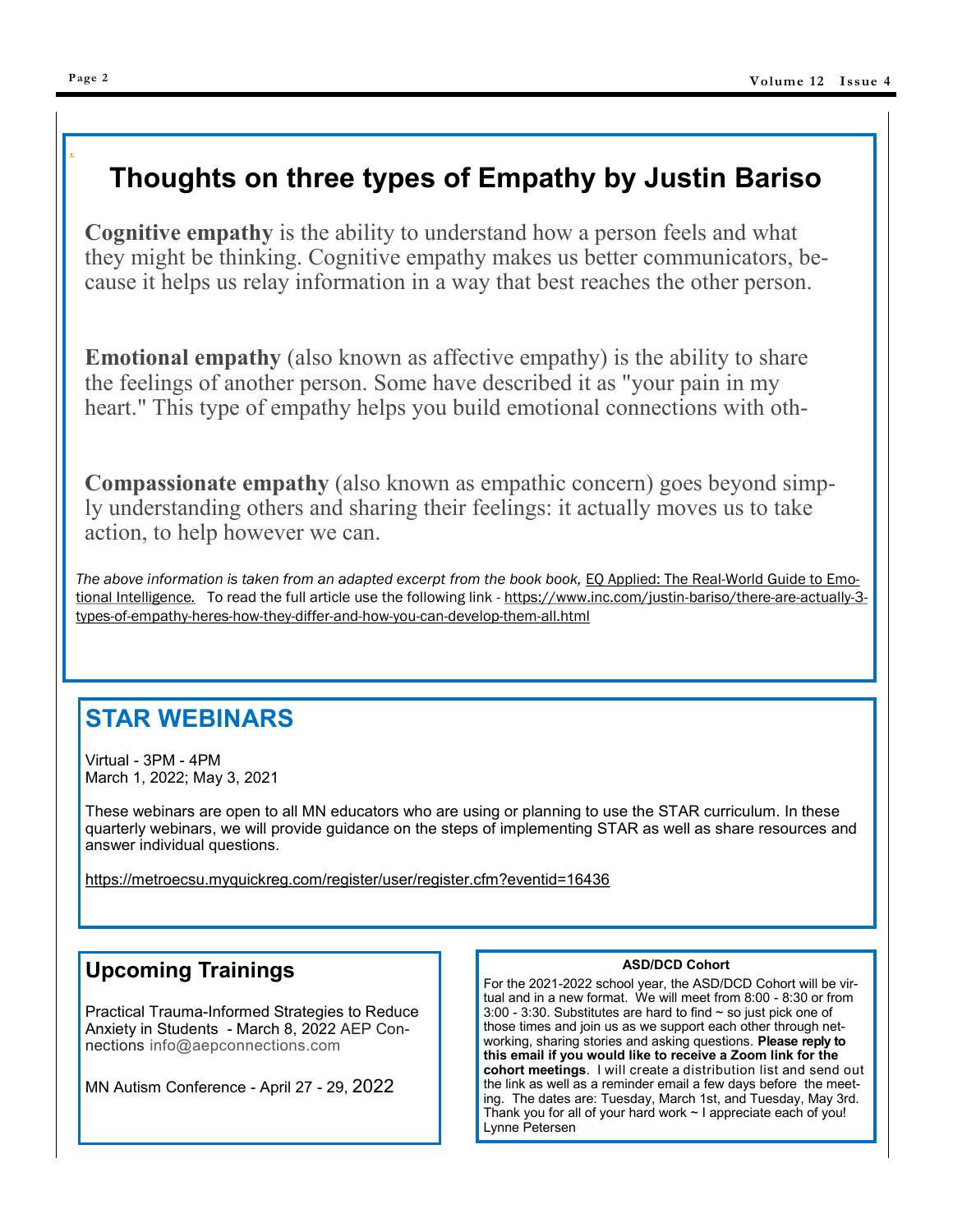# Thoughts on three types of Empathy by Justin Bariso

**Cognitive empathy** is the ability to understand how a person feels and what they might be thinking. Cognitive empathy makes us better communicators, because it helps us relay information in a way that best reaches the other person.

**Emotional empathy** (also known as affective empathy) is the ability to share the feelings of another person. Some have described it as "your pain in my heart." This type of empathy helps you build emotional connections with oth-

**Compassionate empathy** (also known as empathic concern) goes beyond simply understanding others and sharing their feelings: it actually moves us to take action, to help however we can.

*The above information is taken from an adapted excerpt from the book book,* EQ Applied: The Real-World Guide to Emotional Intelligence. To read the full article use the following link - https://www.inc.com/justin-bariso/there-are-actually-3-types-of-empathy-heres-how-they-differ-and-how-you-can-develop-them-all.html

## STAR WEBINARS

Virtual - 3PM - 4PM
March 1, 2022; May 3, 2021

These webinars are open to all MN educators who are using or planning to use the STAR curriculum. In these quarterly webinars, we will provide guidance on the steps of implementing STAR as well as share resources and answer individual questions.

https://metroecsu.myquickreg.com/register/user/register.cfm?eventid=16436

## Upcoming Trainings

Practical Trauma-Informed Strategies to Reduce Anxiety in Students - March 8, 2022 AEP Connections info@aepconnections.com

MN Autism Conference - April 27 - 29, 2022

### ASD/DCD Cohort

For the 2021-2022 school year, the ASD/DCD Cohort will be virtual and in a new format. We will meet from 8:00 - 8:30 or from 3:00 - 3:30. Substitutes are hard to find ~ so just pick one of those times and join us as we support each other through networking, sharing stories and asking questions. **Please reply to this email if you would like to receive a Zoom link for the cohort meetings**. I will create a distribution list and send out the link as well as a reminder email a few days before the meeting. The dates are: Tuesday, March 1st, and Tuesday, May 3rd. Thank you for all of your hard work ~ I appreciate each of you!
Lynne Petersen